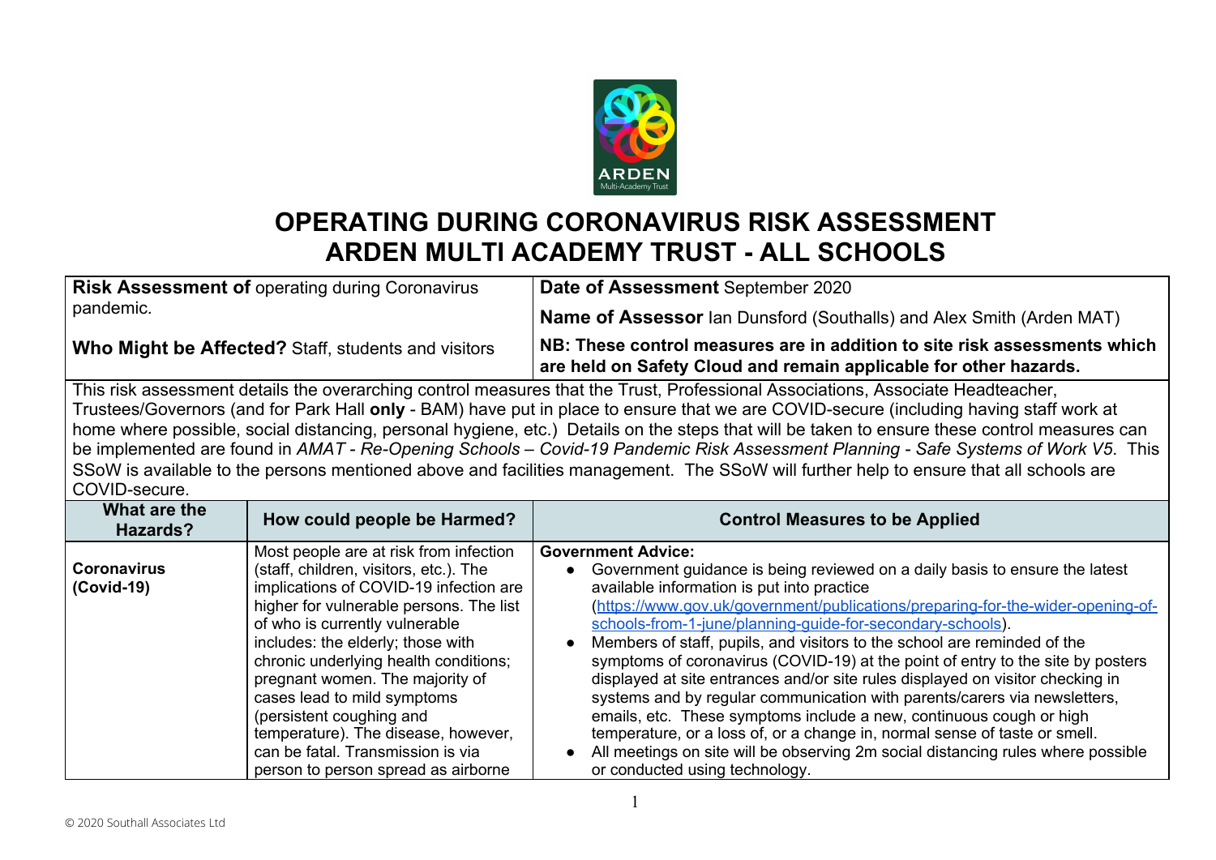# OPERATING DURING CORONAVIRUS RISK ASSESSMENT
# ARDEN MULTI ACADEMY TRUST - ALL SCHOOLS

| **Risk Assessment of** operating during Coronavirus pandemic.<br><br>**Who Might be Affected?** Staff, students and visitors | **Date of Assessment** September 2020<br><br>**Name of Assessor** Ian Dunsford (Southalls) and Alex Smith (Arden MAT)<br><br>**NB: These control measures are in addition to site risk assessments which are held on Safety Cloud and remain applicable for other hazards.** |
|---|---|

This risk assessment details the overarching control measures that the Trust, Professional Associations, Associate Headteacher, Trustees/Governors (and for Park Hall **only** - BAM) have put in place to ensure that we are COVID-secure (including having staff work at home where possible, social distancing, personal hygiene, etc.) Details on the steps that will be taken to ensure these control measures can be implemented are found in *AMAT - Re-Opening Schools – Covid-19 Pandemic Risk Assessment Planning - Safe Systems of Work V5*. This SSoW is available to the persons mentioned above and facilities management. The SSoW will further help to ensure that all schools are COVID-secure.

| What are the Hazards? | How could people be Harmed? | Control Measures to be Applied |
|---|---|---|
| **Coronavirus (Covid-19)** | Most people are at risk from infection (staff, children, visitors, etc.). The implications of COVID-19 infection are higher for vulnerable persons. The list of who is currently vulnerable includes: the elderly; those with chronic underlying health conditions; pregnant women. The majority of cases lead to mild symptoms (persistent coughing and temperature). The disease, however, can be fatal. Transmission is via person to person spread as airborne | **Government Advice:**<br>● Government guidance is being reviewed on a daily basis to ensure the latest available information is put into practice (https://www.gov.uk/government/publications/preparing-for-the-wider-opening-of-schools-from-1-june/planning-guide-for-secondary-schools).<br>● Members of staff, pupils, and visitors to the school are reminded of the symptoms of coronavirus (COVID-19) at the point of entry to the site by posters displayed at site entrances and/or site rules displayed on visitor checking in systems and by regular communication with parents/carers via newsletters, emails, etc. These symptoms include a new, continuous cough or high temperature, or a loss of, or a change in, normal sense of taste or smell.<br>● All meetings on site will be observing 2m social distancing rules where possible or conducted using technology. |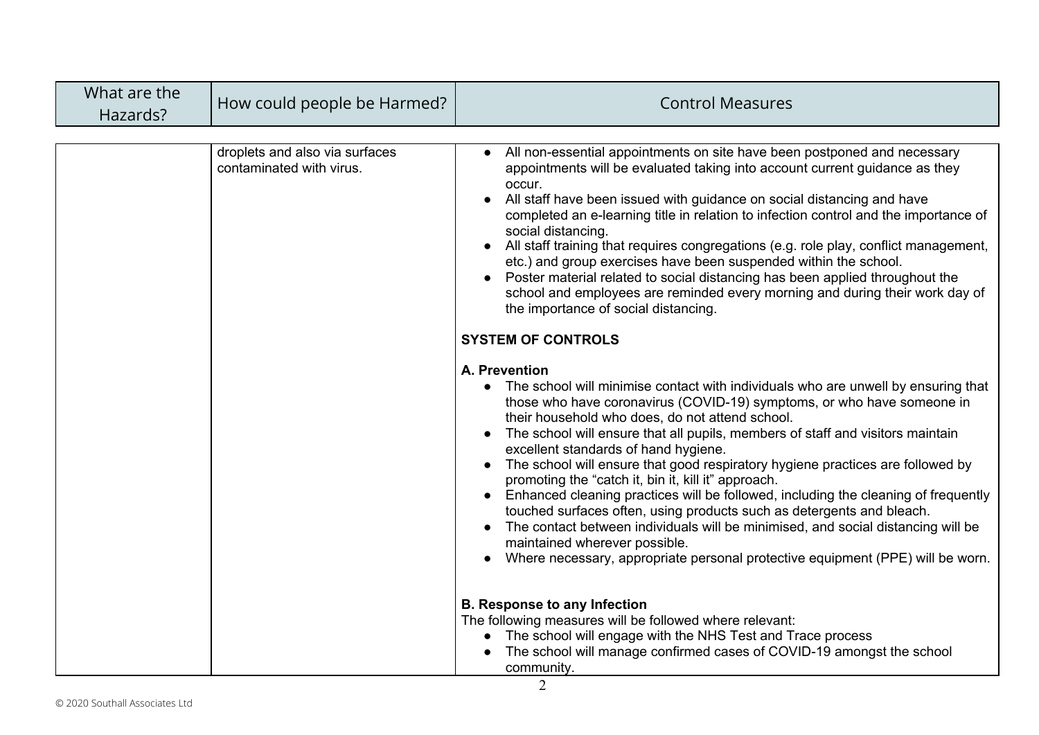| What are the Hazards? | How could people be Harmed? | Control Measures |
|---|---|---|
| | droplets and also via surfaces contaminated with virus. | • All non-essential appointments on site have been postponed and necessary appointments will be evaluated taking into account current guidance as they occur.<br>• All staff have been issued with guidance on social distancing and have completed an e-learning title in relation to infection control and the importance of social distancing.<br>• All staff training that requires congregations (e.g. role play, conflict management, etc.) and group exercises have been suspended within the school.<br>• Poster material related to social distancing has been applied throughout the school and employees are reminded every morning and during their work day of the importance of social distancing.<br><br>**SYSTEM OF CONTROLS**<br><br>**A. Prevention**<br>• The school will minimise contact with individuals who are unwell by ensuring that those who have coronavirus (COVID-19) symptoms, or who have someone in their household who does, do not attend school.<br>• The school will ensure that all pupils, members of staff and visitors maintain excellent standards of hand hygiene.<br>• The school will ensure that good respiratory hygiene practices are followed by promoting the "catch it, bin it, kill it" approach.<br>• Enhanced cleaning practices will be followed, including the cleaning of frequently touched surfaces often, using products such as detergents and bleach.<br>• The contact between individuals will be minimised, and social distancing will be maintained wherever possible.<br>• Where necessary, appropriate personal protective equipment (PPE) will be worn.<br><br>**B. Response to any Infection**<br>The following measures will be followed where relevant:<br>• The school will engage with the NHS Test and Trace process<br>• The school will manage confirmed cases of COVID-19 amongst the school community. |

© 2020 Southall Associates Ltd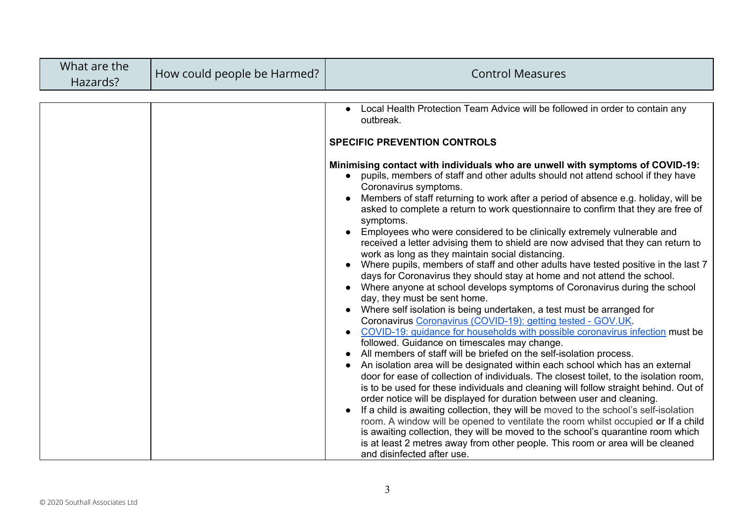| What are the Hazards? | How could people be Harmed? | Control Measures |
|---|---|---|
| | | • Local Health Protection Team Advice will be followed in order to contain any outbreak.<br><br>**SPECIFIC PREVENTION CONTROLS**<br><br>**Minimising contact with individuals who are unwell with symptoms of COVID-19:**<br>• pupils, members of staff and other adults should not attend school if they have Coronavirus symptoms.<br>• Members of staff returning to work after a period of absence e.g. holiday, will be asked to complete a return to work questionnaire to confirm that they are free of symptoms.<br>• Employees who were considered to be clinically extremely vulnerable and received a letter advising them to shield are now advised that they can return to work as long as they maintain social distancing.<br>• Where pupils, members of staff and other adults have tested positive in the last 7 days for Coronavirus they should stay at home and not attend the school.<br>• Where anyone at school develops symptoms of Coronavirus during the school day, they must be sent home.<br>• Where self isolation is being undertaken, a test must be arranged for Coronavirus Coronavirus (COVID-19): getting tested - GOV.UK.<br>• COVID-19: guidance for households with possible coronavirus infection must be followed. Guidance on timescales may change.<br>• All members of staff will be briefed on the self-isolation process.<br>• An isolation area will be designated within each school which has an external door for ease of collection of individuals. The closest toilet, to the isolation room, is to be used for these individuals and cleaning will follow straight behind. Out of order notice will be displayed for duration between user and cleaning.<br>• If a child is awaiting collection, they will be moved to the school's self-isolation room. A window will be opened to ventilate the room whilst occupied **or** If a child is awaiting collection, they will be moved to the school's quarantine room which is at least 2 metres away from other people. This room or area will be cleaned and disinfected after use. |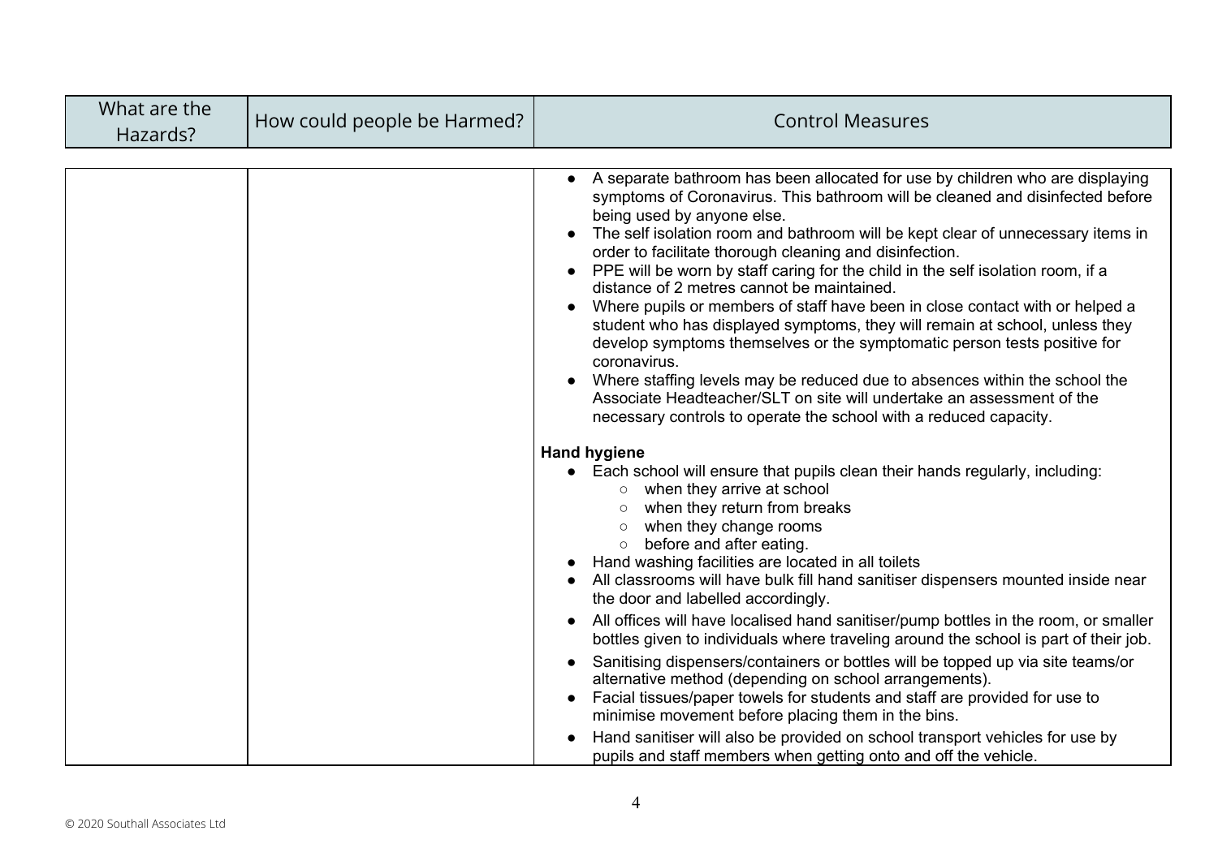| What are the Hazards? | How could people be Harmed? | Control Measures |
|---|---|---|
| | | • A separate bathroom has been allocated for use by children who are displaying symptoms of Coronavirus. This bathroom will be cleaned and disinfected before being used by anyone else.<br>• The self isolation room and bathroom will be kept clear of unnecessary items in order to facilitate thorough cleaning and disinfection.<br>• PPE will be worn by staff caring for the child in the self isolation room, if a distance of 2 metres cannot be maintained.<br>• Where pupils or members of staff have been in close contact with or helped a student who has displayed symptoms, they will remain at school, unless they develop symptoms themselves or the symptomatic person tests positive for coronavirus.<br>• Where staffing levels may be reduced due to absences within the school the Associate Headteacher/SLT on site will undertake an assessment of the necessary controls to operate the school with a reduced capacity.<br><br>**Hand hygiene**<br>• Each school will ensure that pupils clean their hands regularly, including:<br>  ○ when they arrive at school<br>  ○ when they return from breaks<br>  ○ when they change rooms<br>  ○ before and after eating.<br>• Hand washing facilities are located in all toilets<br>• All classrooms will have bulk fill hand sanitiser dispensers mounted inside near the door and labelled accordingly.<br>• All offices will have localised hand sanitiser/pump bottles in the room, or smaller bottles given to individuals where traveling around the school is part of their job.<br>• Sanitising dispensers/containers or bottles will be topped up via site teams/or alternative method (depending on school arrangements).<br>• Facial tissues/paper towels for students and staff are provided for use to minimise movement before placing them in the bins.<br>• Hand sanitiser will also be provided on school transport vehicles for use by pupils and staff members when getting onto and off the vehicle. |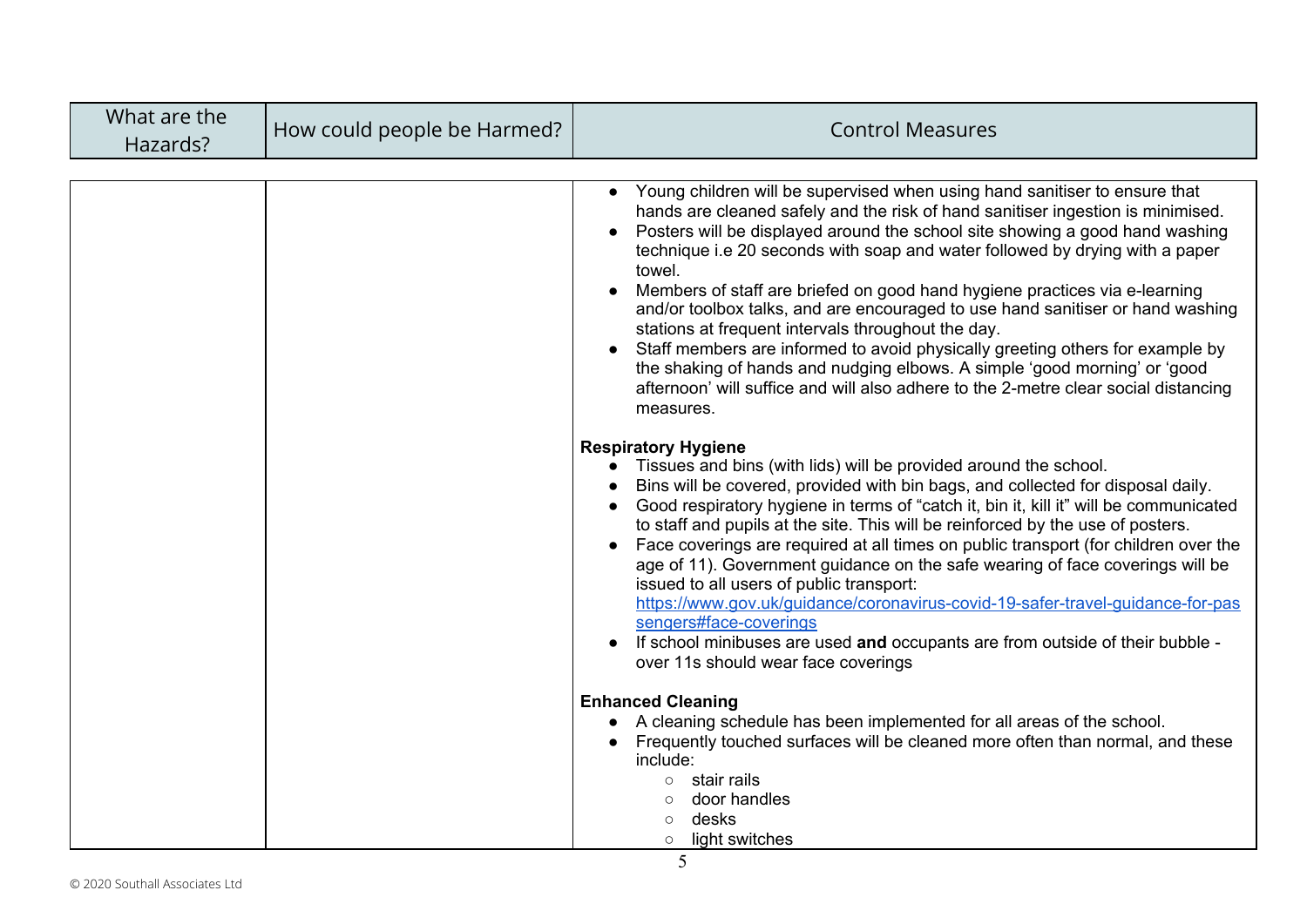| What are the Hazards? | How could people be Harmed? | Control Measures |
|---|---|---|
| | | <ul><li>Young children will be supervised when using hand sanitiser to ensure that hands are cleaned safely and the risk of hand sanitiser ingestion is minimised.</li><li>Posters will be displayed around the school site showing a good hand washing technique i.e 20 seconds with soap and water followed by drying with a paper towel.</li><li>Members of staff are briefed on good hand hygiene practices via e-learning and/or toolbox talks, and are encouraged to use hand sanitiser or hand washing stations at frequent intervals throughout the day.</li><li>Staff members are informed to avoid physically greeting others for example by the shaking of hands and nudging elbows. A simple 'good morning' or 'good afternoon' will suffice and will also adhere to the 2-metre clear social distancing measures.</li></ul>**Respiratory Hygiene**<ul><li>Tissues and bins (with lids) will be provided around the school.</li><li>Bins will be covered, provided with bin bags, and collected for disposal daily.</li><li>Good respiratory hygiene in terms of "catch it, bin it, kill it" will be communicated to staff and pupils at the site. This will be reinforced by the use of posters.</li><li>Face coverings are required at all times on public transport (for children over the age of 11). Government guidance on the safe wearing of face coverings will be issued to all users of public transport: https://www.gov.uk/guidance/coronavirus-covid-19-safer-travel-guidance-for-passengers#face-coverings</li><li>If school minibuses are used **and** occupants are from outside of their bubble - over 11s should wear face coverings</li></ul>**Enhanced Cleaning**<ul><li>A cleaning schedule has been implemented for all areas of the school.</li><li>Frequently touched surfaces will be cleaned more often than normal, and these include:<ul><li>stair rails</li><li>door handles</li><li>desks</li><li>light switches</li></ul></li></ul> |

© 2020 Southall Associates Ltd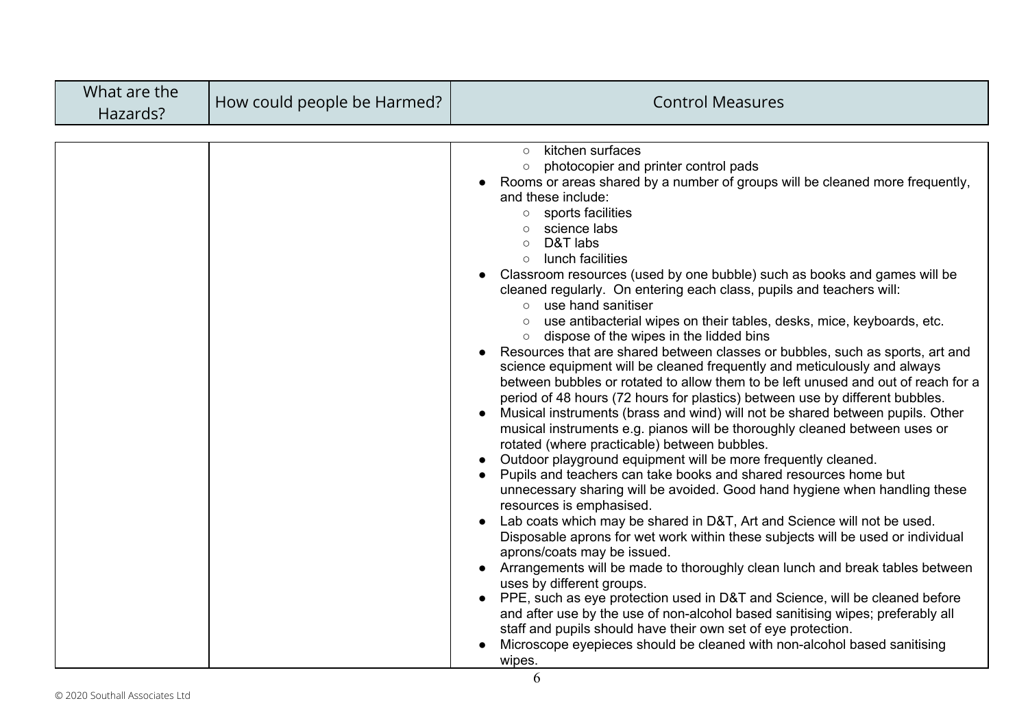| What are the Hazards? | How could people be Harmed? | Control Measures |
|---|---|---|
| | | ○ kitchen surfaces<br>○ photocopier and printer control pads<br>● Rooms or areas shared by a number of groups will be cleaned more frequently, and these include:<br>○ sports facilities<br>○ science labs<br>○ D&T labs<br>○ lunch facilities<br>● Classroom resources (used by one bubble) such as books and games will be cleaned regularly. On entering each class, pupils and teachers will:<br>○ use hand sanitiser<br>○ use antibacterial wipes on their tables, desks, mice, keyboards, etc.<br>○ dispose of the wipes in the lidded bins<br>● Resources that are shared between classes or bubbles, such as sports, art and science equipment will be cleaned frequently and meticulously and always between bubbles or rotated to allow them to be left unused and out of reach for a period of 48 hours (72 hours for plastics) between use by different bubbles.<br>● Musical instruments (brass and wind) will not be shared between pupils. Other musical instruments e.g. pianos will be thoroughly cleaned between uses or rotated (where practicable) between bubbles.<br>● Outdoor playground equipment will be more frequently cleaned.<br>● Pupils and teachers can take books and shared resources home but unnecessary sharing will be avoided. Good hand hygiene when handling these resources is emphasised.<br>● Lab coats which may be shared in D&T, Art and Science will not be used. Disposable aprons for wet work within these subjects will be used or individual aprons/coats may be issued.<br>● Arrangements will be made to thoroughly clean lunch and break tables between uses by different groups.<br>● PPE, such as eye protection used in D&T and Science, will be cleaned before and after use by the use of non-alcohol based sanitising wipes; preferably all staff and pupils should have their own set of eye protection.<br>● Microscope eyepieces should be cleaned with non-alcohol based sanitising wipes. |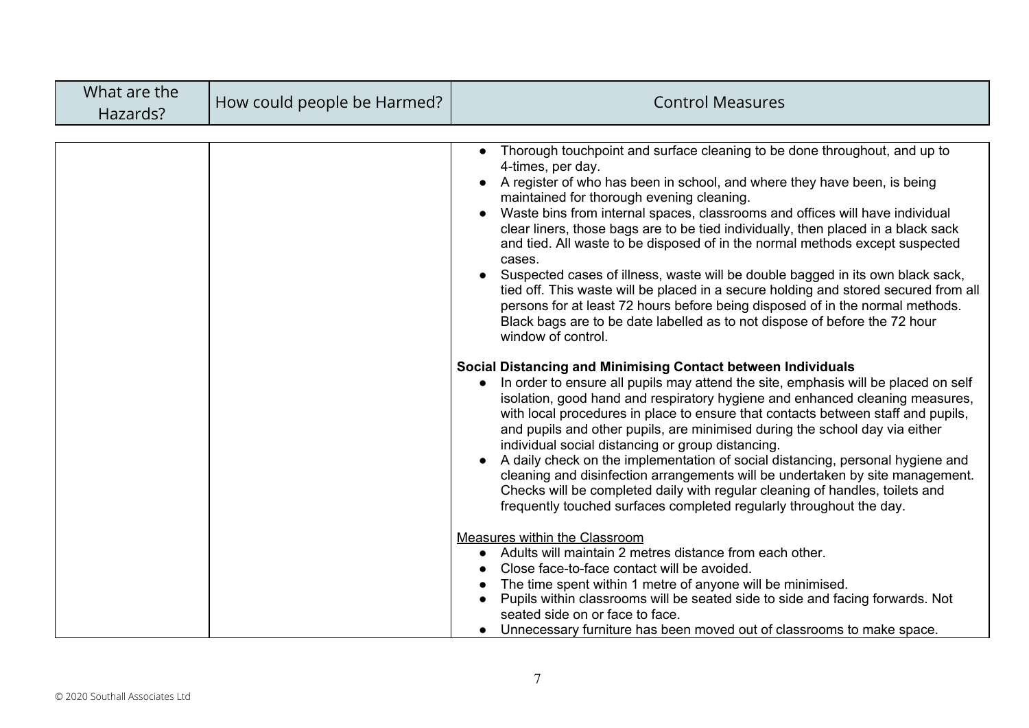| What are the Hazards? | How could people be Harmed? | Control Measures |
|---|---|---|
| | | • Thorough touchpoint and surface cleaning to be done throughout, and up to 4-times, per day.<br>• A register of who has been in school, and where they have been, is being maintained for thorough evening cleaning.<br>• Waste bins from internal spaces, classrooms and offices will have individual clear liners, those bags are to be tied individually, then placed in a black sack and tied. All waste to be disposed of in the normal methods except suspected cases.<br>• Suspected cases of illness, waste will be double bagged in its own black sack, tied off. This waste will be placed in a secure holding and stored secured from all persons for at least 72 hours before being disposed of in the normal methods. Black bags are to be date labelled as to not dispose of before the 72 hour window of control.<br><br>**Social Distancing and Minimising Contact between Individuals**<br>• In order to ensure all pupils may attend the site, emphasis will be placed on self isolation, good hand and respiratory hygiene and enhanced cleaning measures, with local procedures in place to ensure that contacts between staff and pupils, and pupils and other pupils, are minimised during the school day via either individual social distancing or group distancing.<br>• A daily check on the implementation of social distancing, personal hygiene and cleaning and disinfection arrangements will be undertaken by site management. Checks will be completed daily with regular cleaning of handles, toilets and frequently touched surfaces completed regularly throughout the day.<br><br><u>Measures within the Classroom</u><br>• Adults will maintain 2 metres distance from each other.<br>• Close face-to-face contact will be avoided.<br>• The time spent within 1 metre of anyone will be minimised.<br>• Pupils within classrooms will be seated side to side and facing forwards. Not seated side on or face to face.<br>• Unnecessary furniture has been moved out of classrooms to make space. |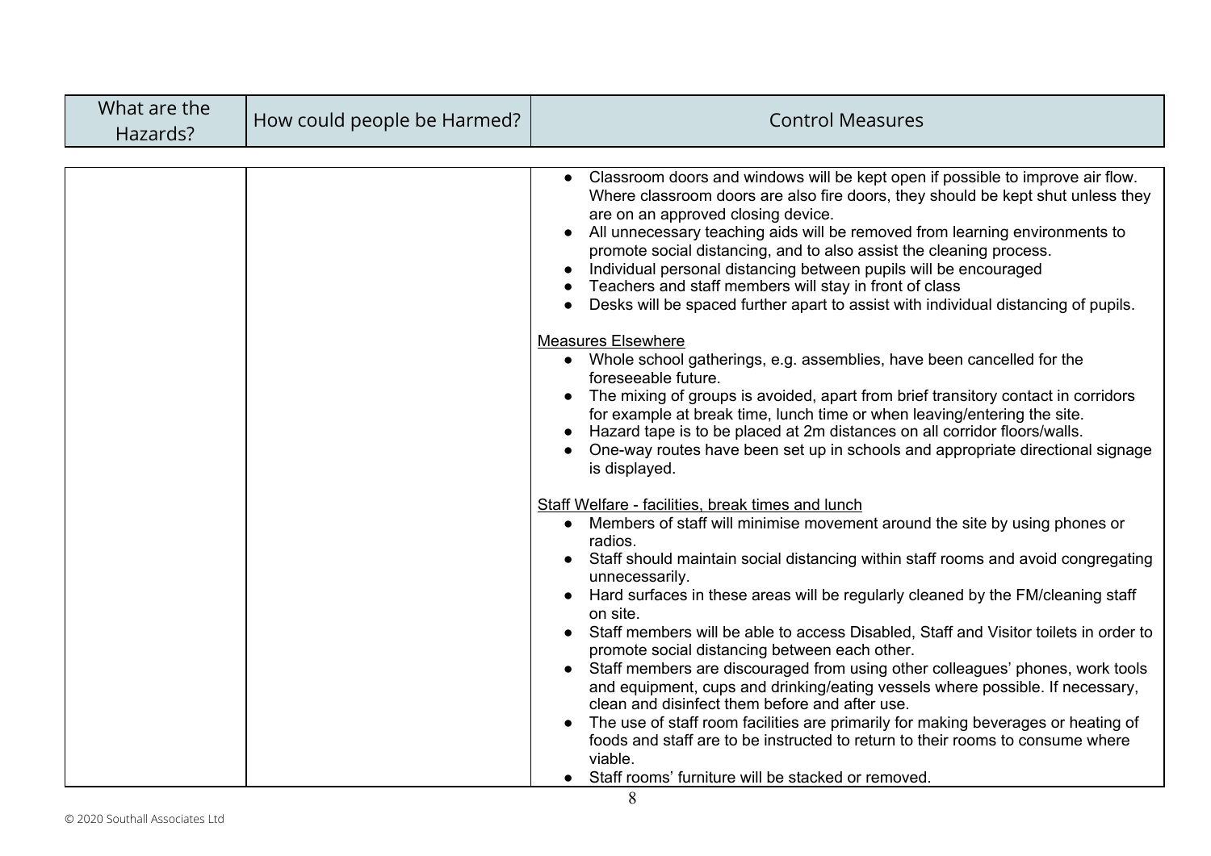| What are the Hazards? | How could people be Harmed? | Control Measures |
|---|---|---|
| | | • Classroom doors and windows will be kept open if possible to improve air flow. Where classroom doors are also fire doors, they should be kept shut unless they are on an approved closing device.<br>• All unnecessary teaching aids will be removed from learning environments to promote social distancing, and to also assist the cleaning process.<br>• Individual personal distancing between pupils will be encouraged<br>• Teachers and staff members will stay in front of class<br>• Desks will be spaced further apart to assist with individual distancing of pupils.<br><br><u>Measures Elsewhere</u><br>• Whole school gatherings, e.g. assemblies, have been cancelled for the foreseeable future.<br>• The mixing of groups is avoided, apart from brief transitory contact in corridors for example at break time, lunch time or when leaving/entering the site.<br>• Hazard tape is to be placed at 2m distances on all corridor floors/walls.<br>• One-way routes have been set up in schools and appropriate directional signage is displayed.<br><br><u>Staff Welfare - facilities, break times and lunch</u><br>• Members of staff will minimise movement around the site by using phones or radios.<br>• Staff should maintain social distancing within staff rooms and avoid congregating unnecessarily.<br>• Hard surfaces in these areas will be regularly cleaned by the FM/cleaning staff on site.<br>• Staff members will be able to access Disabled, Staff and Visitor toilets in order to promote social distancing between each other.<br>• Staff members are discouraged from using other colleagues' phones, work tools and equipment, cups and drinking/eating vessels where possible. If necessary, clean and disinfect them before and after use.<br>• The use of staff room facilities are primarily for making beverages or heating of foods and staff are to be instructed to return to their rooms to consume where viable.<br>• Staff rooms' furniture will be stacked or removed. |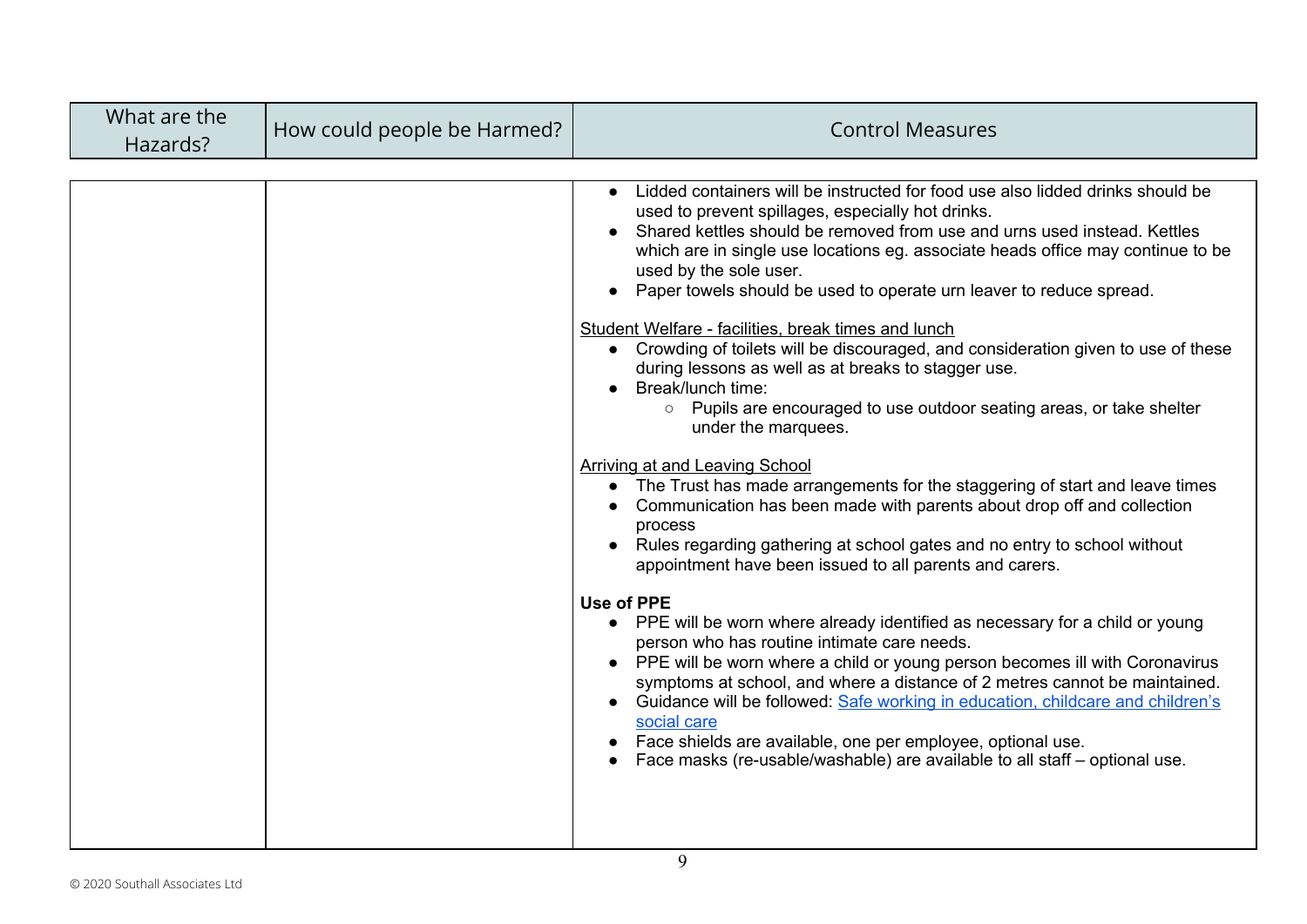| What are the Hazards? | How could people be Harmed? | Control Measures |
|---|---|---|
| | | • Lidded containers will be instructed for food use also lidded drinks should be used to prevent spillages, especially hot drinks.<br>• Shared kettles should be removed from use and urns used instead. Kettles which are in single use locations eg. associate heads office may continue to be used by the sole user.<br>• Paper towels should be used to operate urn leaver to reduce spread.<br><br><u>Student Welfare - facilities, break times and lunch</u><br>• Crowding of toilets will be discouraged, and consideration given to use of these during lessons as well as at breaks to stagger use.<br>• Break/lunch time:<br>&nbsp;&nbsp;&nbsp;&nbsp;○ Pupils are encouraged to use outdoor seating areas, or take shelter under the marquees.<br><br><u>Arriving at and Leaving School</u><br>• The Trust has made arrangements for the staggering of start and leave times<br>• Communication has been made with parents about drop off and collection process<br>• Rules regarding gathering at school gates and no entry to school without appointment have been issued to all parents and carers.<br><br>**Use of PPE**<br>• PPE will be worn where already identified as necessary for a child or young person who has routine intimate care needs.<br>• PPE will be worn where a child or young person becomes ill with Coronavirus symptoms at school, and where a distance of 2 metres cannot be maintained.<br>• Guidance will be followed: [Safe working in education, childcare and children's social care]()<br>• Face shields are available, one per employee, optional use.<br>• Face masks (re-usable/washable) are available to all staff – optional use. |

© 2020 Southall Associates Ltd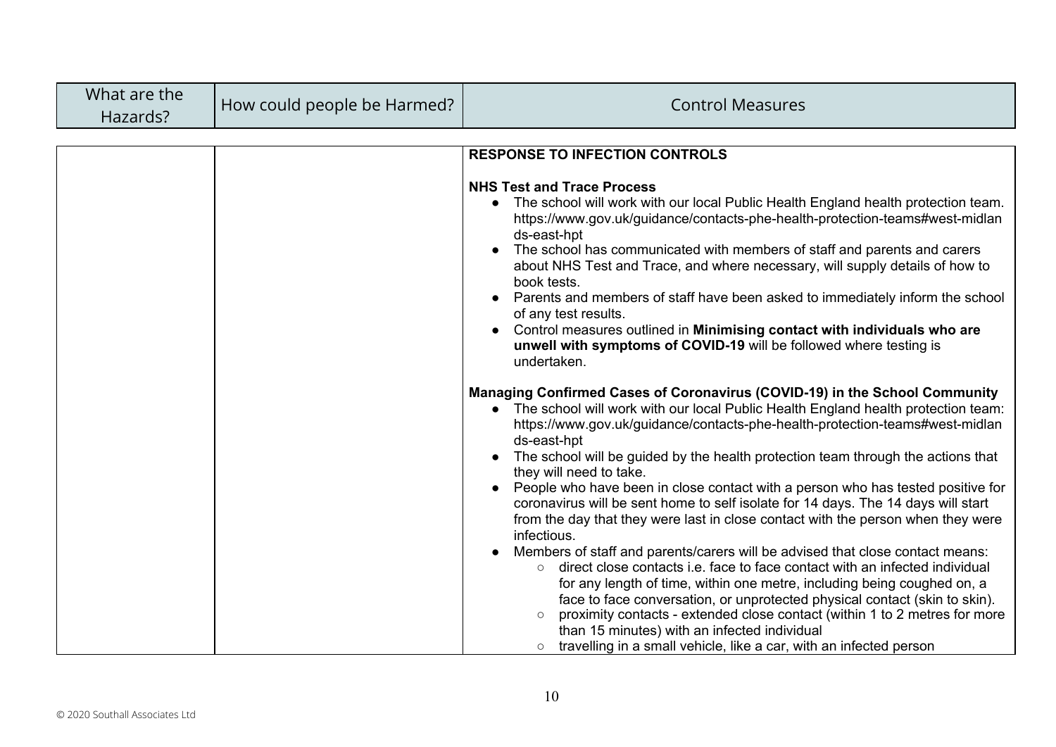| What are the Hazards? | How could people be Harmed? | Control Measures |
|---|---|---|
| | | **RESPONSE TO INFECTION CONTROLS**<br><br>**NHS Test and Trace Process**<br>● The school will work with our local Public Health England health protection team. https://www.gov.uk/guidance/contacts-phe-health-protection-teams#west-midlands-east-hpt<br>● The school has communicated with members of staff and parents and carers about NHS Test and Trace, and where necessary, will supply details of how to book tests.<br>● Parents and members of staff have been asked to immediately inform the school of any test results.<br>● Control measures outlined in **Minimising contact with individuals who are unwell with symptoms of COVID-19** will be followed where testing is undertaken.<br><br>**Managing Confirmed Cases of Coronavirus (COVID-19) in the School Community**<br>● The school will work with our local Public Health England health protection team: https://www.gov.uk/guidance/contacts-phe-health-protection-teams#west-midlands-east-hpt<br>● The school will be guided by the health protection team through the actions that they will need to take.<br>● People who have been in close contact with a person who has tested positive for coronavirus will be sent home to self isolate for 14 days. The 14 days will start from the day that they were last in close contact with the person when they were infectious.<br>● Members of staff and parents/carers will be advised that close contact means:<br>○ direct close contacts i.e. face to face contact with an infected individual for any length of time, within one metre, including being coughed on, a face to face conversation, or unprotected physical contact (skin to skin).<br>○ proximity contacts - extended close contact (within 1 to 2 metres for more than 15 minutes) with an infected individual<br>○ travelling in a small vehicle, like a car, with an infected person |

© 2020 Southall Associates Ltd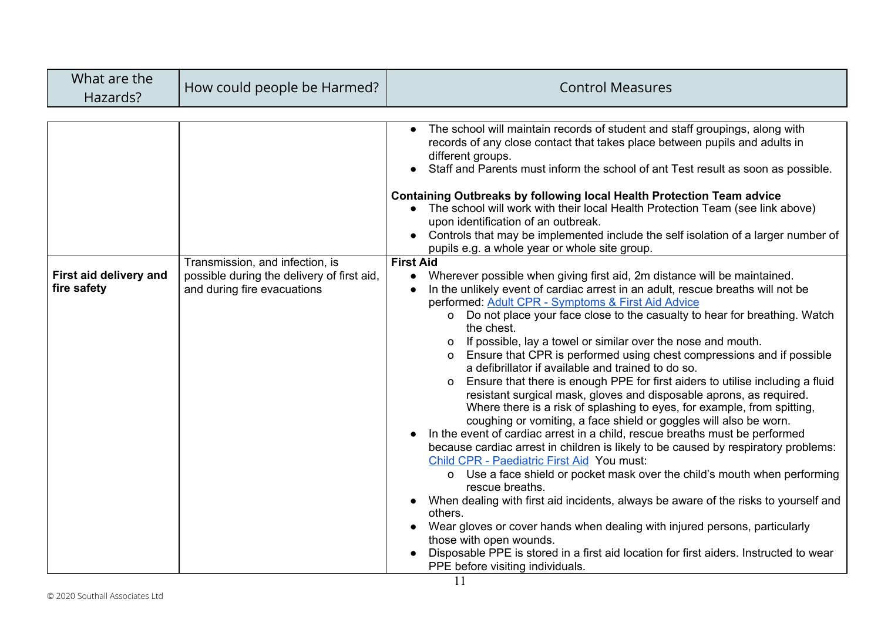| What are the Hazards? | How could people be Harmed? | Control Measures |
|---|---|---|
| | | • The school will maintain records of student and staff groupings, along with records of any close contact that takes place between pupils and adults in different groups.<br>• Staff and Parents must inform the school of ant Test result as soon as possible.<br><br>**Containing Outbreaks by following local Health Protection Team advice**<br>• The school will work with their local Health Protection Team (see link above) upon identification of an outbreak.<br>• Controls that may be implemented include the self isolation of a larger number of pupils e.g. a whole year or whole site group. |
| **First aid delivery and fire safety** | Transmission, and infection, is possible during the delivery of first aid, and during fire evacuations | **First Aid**<br>• Wherever possible when giving first aid, 2m distance will be maintained.<br>• In the unlikely event of cardiac arrest in an adult, rescue breaths will not be performed: Adult CPR - Symptoms & First Aid Advice<br>&nbsp;&nbsp;&nbsp;&nbsp;o Do not place your face close to the casualty to hear for breathing. Watch the chest.<br>&nbsp;&nbsp;&nbsp;&nbsp;o If possible, lay a towel or similar over the nose and mouth.<br>&nbsp;&nbsp;&nbsp;&nbsp;o Ensure that CPR is performed using chest compressions and if possible a defibrillator if available and trained to do so.<br>&nbsp;&nbsp;&nbsp;&nbsp;o Ensure that there is enough PPE for first aiders to utilise including a fluid resistant surgical mask, gloves and disposable aprons, as required. Where there is a risk of splashing to eyes, for example, from spitting, coughing or vomiting, a face shield or goggles will also be worn.<br>• In the event of cardiac arrest in a child, rescue breaths must be performed because cardiac arrest in children is likely to be caused by respiratory problems: Child CPR - Paediatric First Aid You must:<br>&nbsp;&nbsp;&nbsp;&nbsp;o Use a face shield or pocket mask over the child's mouth when performing rescue breaths.<br>• When dealing with first aid incidents, always be aware of the risks to yourself and others.<br>• Wear gloves or cover hands when dealing with injured persons, particularly those with open wounds.<br>• Disposable PPE is stored in a first aid location for first aiders. Instructed to wear PPE before visiting individuals. |

© 2020 Southall Associates Ltd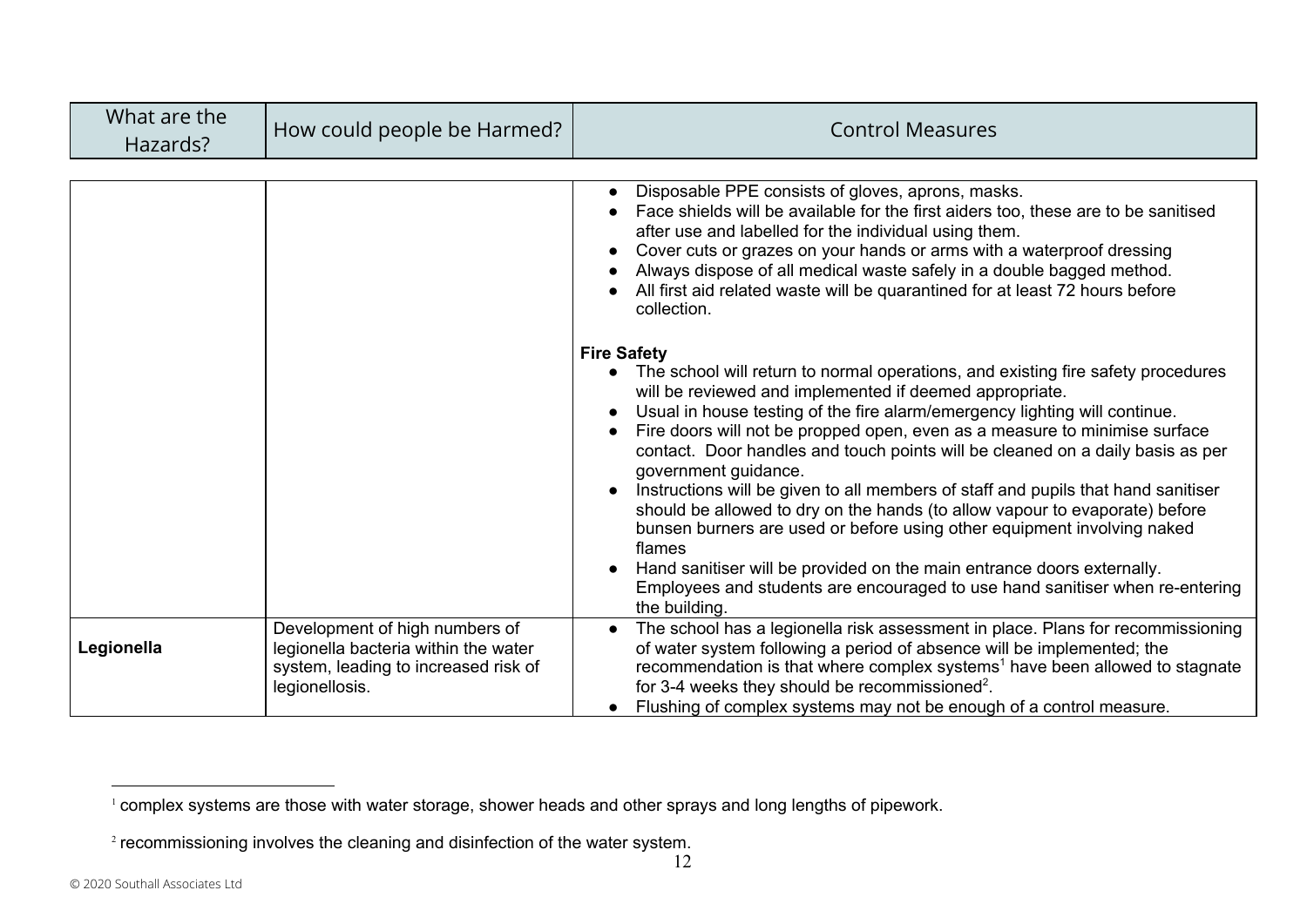| What are the Hazards? | How could people be Harmed? | Control Measures |
|---|---|---|
| | | • Disposable PPE consists of gloves, aprons, masks.<br>• Face shields will be available for the first aiders too, these are to be sanitised after use and labelled for the individual using them.<br>• Cover cuts or grazes on your hands or arms with a waterproof dressing<br>• Always dispose of all medical waste safely in a double bagged method.<br>• All first aid related waste will be quarantined for at least 72 hours before collection.<br><br>**Fire Safety**<br>• The school will return to normal operations, and existing fire safety procedures will be reviewed and implemented if deemed appropriate.<br>• Usual in house testing of the fire alarm/emergency lighting will continue.<br>• Fire doors will not be propped open, even as a measure to minimise surface contact. Door handles and touch points will be cleaned on a daily basis as per government guidance.<br>• Instructions will be given to all members of staff and pupils that hand sanitiser should be allowed to dry on the hands (to allow vapour to evaporate) before bunsen burners are used or before using other equipment involving naked flames<br>• Hand sanitiser will be provided on the main entrance doors externally. Employees and students are encouraged to use hand sanitiser when re-entering the building. |
| **Legionella** | Development of high numbers of legionella bacteria within the water system, leading to increased risk of legionellosis. | • The school has a legionella risk assessment in place. Plans for recommissioning of water system following a period of absence will be implemented; the recommendation is that where complex systems[1] have been allowed to stagnate for 3-4 weeks they should be recommissioned[2].<br>• Flushing of complex systems may not be enough of a control measure. |

[1] complex systems are those with water storage, shower heads and other sprays and long lengths of pipework.

[2] recommissioning involves the cleaning and disinfection of the water system.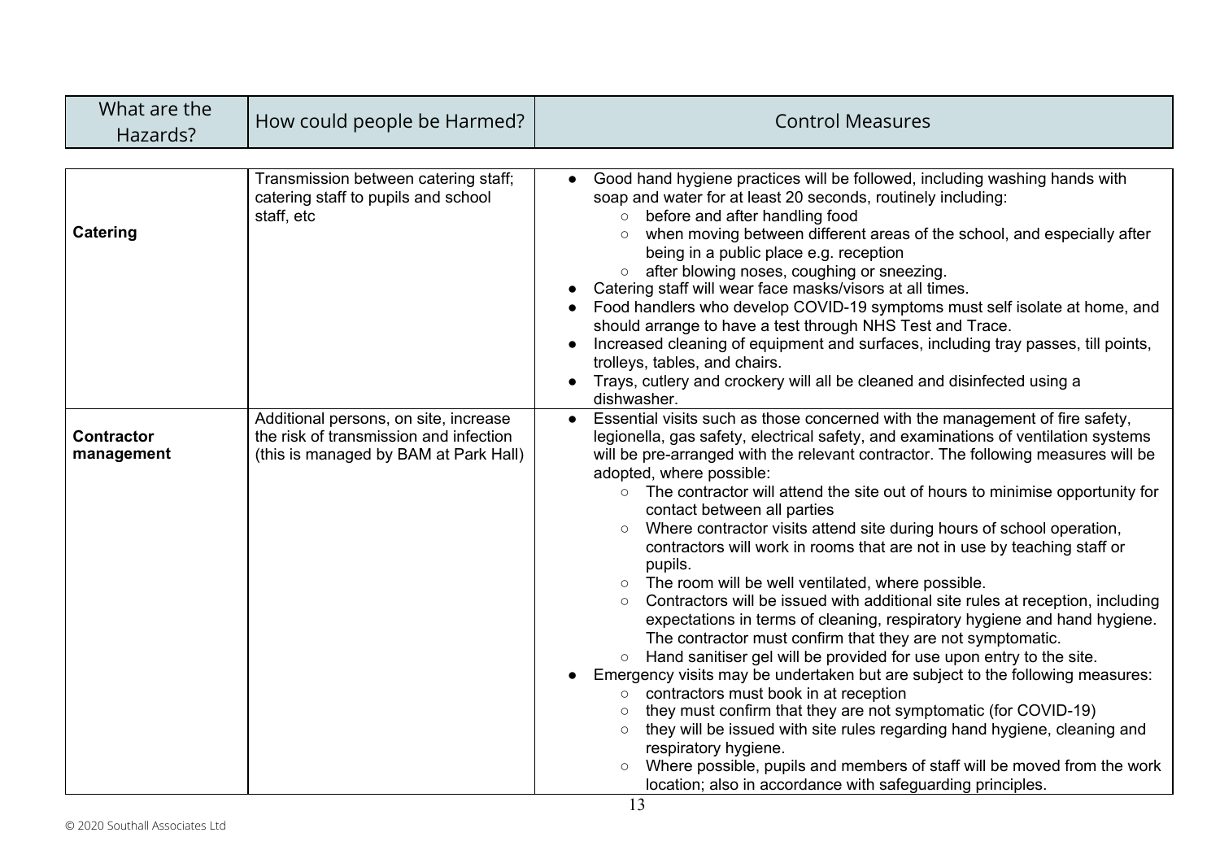| What are the Hazards? | How could people be Harmed? | Control Measures |
|---|---|---|
| **Catering** | Transmission between catering staff; catering staff to pupils and school staff, etc | • Good hand hygiene practices will be followed, including washing hands with soap and water for at least 20 seconds, routinely including:<br>&nbsp;&nbsp;○ before and after handling food<br>&nbsp;&nbsp;○ when moving between different areas of the school, and especially after being in a public place e.g. reception<br>&nbsp;&nbsp;○ after blowing noses, coughing or sneezing.<br>• Catering staff will wear face masks/visors at all times.<br>• Food handlers who develop COVID-19 symptoms must self isolate at home, and should arrange to have a test through NHS Test and Trace.<br>• Increased cleaning of equipment and surfaces, including tray passes, till points, trolleys, tables, and chairs.<br>• Trays, cutlery and crockery will all be cleaned and disinfected using a dishwasher. |
| **Contractor management** | Additional persons, on site, increase the risk of transmission and infection (this is managed by BAM at Park Hall) | • Essential visits such as those concerned with the management of fire safety, legionella, gas safety, electrical safety, and examinations of ventilation systems will be pre-arranged with the relevant contractor. The following measures will be adopted, where possible:<br>&nbsp;&nbsp;○ The contractor will attend the site out of hours to minimise opportunity for contact between all parties<br>&nbsp;&nbsp;○ Where contractor visits attend site during hours of school operation, contractors will work in rooms that are not in use by teaching staff or pupils.<br>&nbsp;&nbsp;○ The room will be well ventilated, where possible.<br>&nbsp;&nbsp;○ Contractors will be issued with additional site rules at reception, including expectations in terms of cleaning, respiratory hygiene and hand hygiene. The contractor must confirm that they are not symptomatic.<br>&nbsp;&nbsp;○ Hand sanitiser gel will be provided for use upon entry to the site.<br>• Emergency visits may be undertaken but are subject to the following measures:<br>&nbsp;&nbsp;○ contractors must book in at reception<br>&nbsp;&nbsp;○ they must confirm that they are not symptomatic (for COVID-19)<br>&nbsp;&nbsp;○ they will be issued with site rules regarding hand hygiene, cleaning and respiratory hygiene.<br>&nbsp;&nbsp;○ Where possible, pupils and members of staff will be moved from the work location; also in accordance with safeguarding principles. |

© 2020 Southall Associates Ltd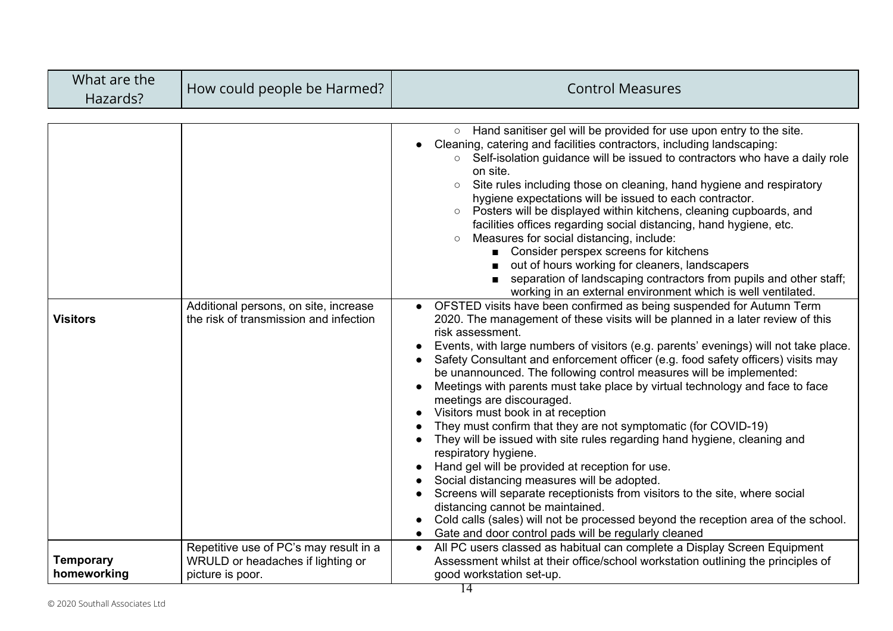| What are the Hazards? | How could people be Harmed? | Control Measures |
|---|---|---|
| | | ○ Hand sanitiser gel will be provided for use upon entry to the site.<br>● Cleaning, catering and facilities contractors, including landscaping:<br>○ Self-isolation guidance will be issued to contractors who have a daily role on site.<br>○ Site rules including those on cleaning, hand hygiene and respiratory hygiene expectations will be issued to each contractor.<br>○ Posters will be displayed within kitchens, cleaning cupboards, and facilities offices regarding social distancing, hand hygiene, etc.<br>○ Measures for social distancing, include:<br>■ Consider perspex screens for kitchens<br>■ out of hours working for cleaners, landscapers<br>■ separation of landscaping contractors from pupils and other staff; working in an external environment which is well ventilated. |
| **Visitors** | Additional persons, on site, increase the risk of transmission and infection | ● OFSTED visits have been confirmed as being suspended for Autumn Term 2020. The management of these visits will be planned in a later review of this risk assessment.<br>● Events, with large numbers of visitors (e.g. parents' evenings) will not take place.<br>● Safety Consultant and enforcement officer (e.g. food safety officers) visits may be unannounced. The following control measures will be implemented:<br>● Meetings with parents must take place by virtual technology and face to face meetings are discouraged.<br>● Visitors must book in at reception<br>● They must confirm that they are not symptomatic (for COVID-19)<br>● They will be issued with site rules regarding hand hygiene, cleaning and respiratory hygiene.<br>● Hand gel will be provided at reception for use.<br>● Social distancing measures will be adopted.<br>● Screens will separate receptionists from visitors to the site, where social distancing cannot be maintained.<br>● Cold calls (sales) will not be processed beyond the reception area of the school.<br>● Gate and door control pads will be regularly cleaned |
| **Temporary homeworking** | Repetitive use of PC's may result in a WRULD or headaches if lighting or picture is poor. | ● All PC users classed as habitual can complete a Display Screen Equipment Assessment whilst at their office/school workstation outlining the principles of good workstation set-up. |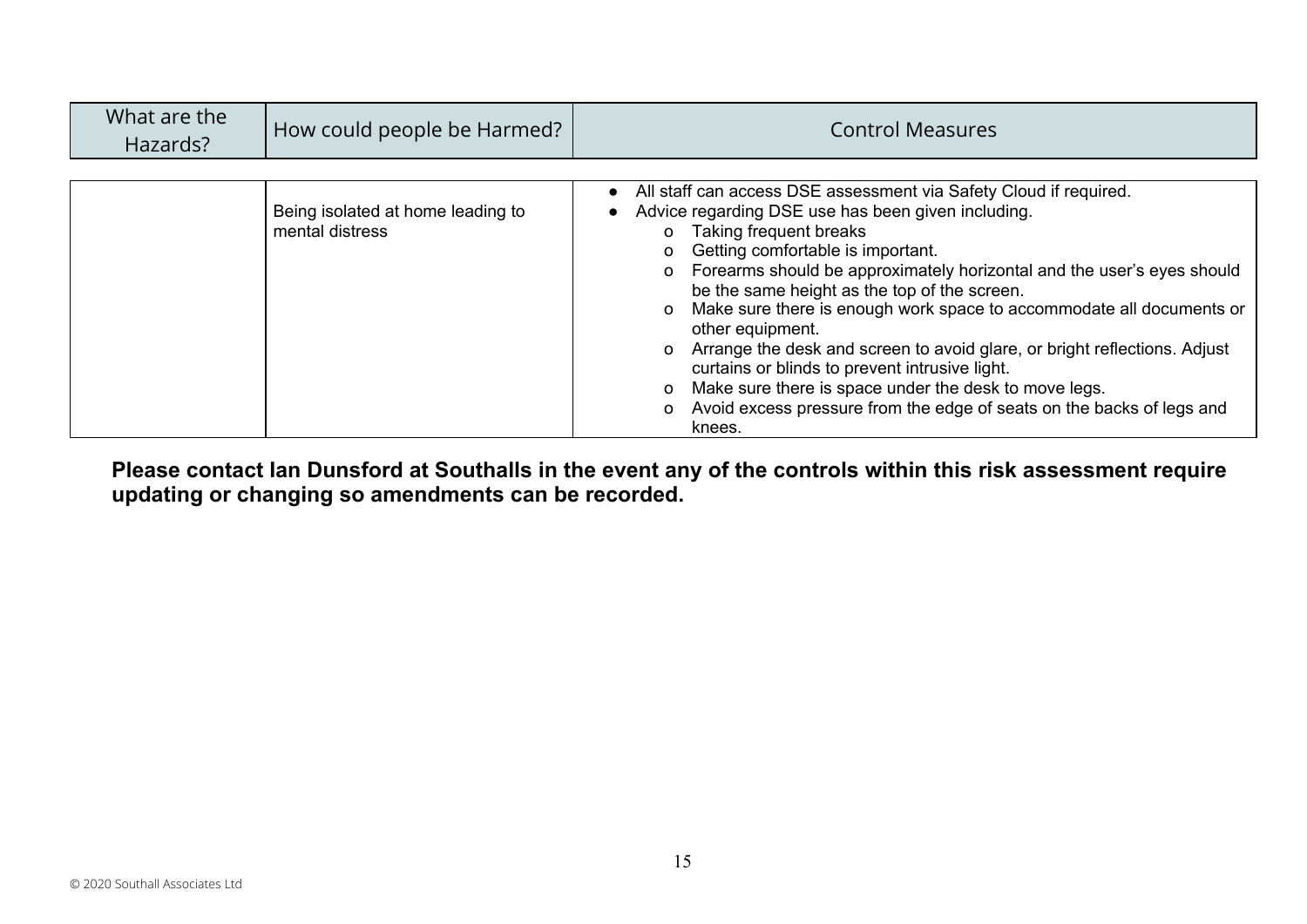| What are the Hazards? | How could people be Harmed? | Control Measures |
|---|---|---|
| | Being isolated at home leading to mental distress | ● All staff can access DSE assessment via Safety Cloud if required.<br>● Advice regarding DSE use has been given including.<br>o Taking frequent breaks<br>o Getting comfortable is important.<br>o Forearms should be approximately horizontal and the user's eyes should be the same height as the top of the screen.<br>o Make sure there is enough work space to accommodate all documents or other equipment.<br>o Arrange the desk and screen to avoid glare, or bright reflections. Adjust curtains or blinds to prevent intrusive light.<br>o Make sure there is space under the desk to move legs.<br>o Avoid excess pressure from the edge of seats on the backs of legs and knees. |

**Please contact Ian Dunsford at Southalls in the event any of the controls within this risk assessment require updating or changing so amendments can be recorded.**